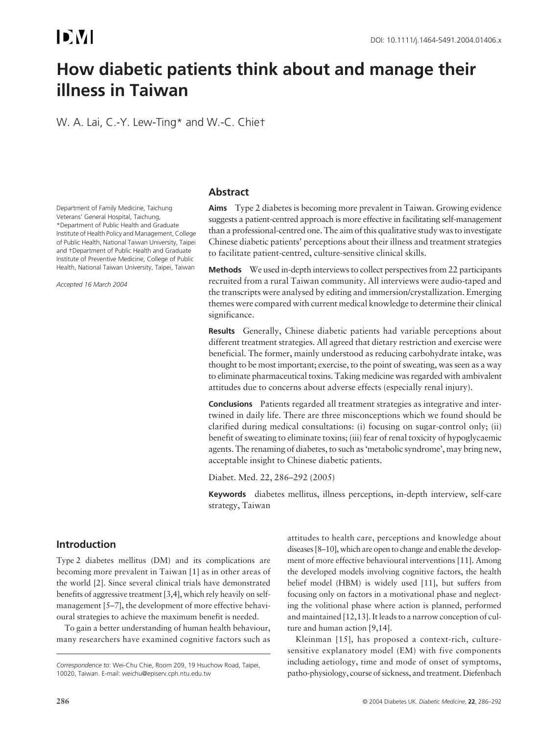DOI: 10.1111/j.1464-5491.2004.01406.x

# How diabetic patients think about and manage their illness in Taiwan

W. A. Lai, C.-Y. Lew-Ting* and W.-C. Chie†

Department of Family Medicine, Taichung Veterans' General Hospital, Taichung, *Department of Public Health and Graduate Institute of Health Policy and Management, College of Public Health, National Taiwan University, Taipei and †Department of Public Health and Graduate Institute of Preventive Medicine, College of Public Health, National Taiwan University, Taipei, Taiwan

*Accepted 16 March 2004*

## Abstract

**Aims** Type 2 diabetes is becoming more prevalent in Taiwan. Growing evidence suggests a patient-centred approach is more effective in facilitating self-management than a professional-centred one. The aim of this qualitative study was to investigate Chinese diabetic patients' perceptions about their illness and treatment strategies to facilitate patient-centred, culture-sensitive clinical skills.

**Methods** We used in-depth interviews to collect perspectives from 22 participants recruited from a rural Taiwan community. All interviews were audio-taped and the transcripts were analysed by editing and immersion/crystallization. Emerging themes were compared with current medical knowledge to determine their clinical significance.

**Results** Generally, Chinese diabetic patients had variable perceptions about different treatment strategies. All agreed that dietary restriction and exercise were beneficial. The former, mainly understood as reducing carbohydrate intake, was thought to be most important; exercise, to the point of sweating, was seen as a way to eliminate pharmaceutical toxins. Taking medicine was regarded with ambivalent attitudes due to concerns about adverse effects (especially renal injury).

**Conclusions** Patients regarded all treatment strategies as integrative and intertwined in daily life. There are three misconceptions which we found should be clarified during medical consultations: (i) focusing on sugar-control only; (ii) benefit of sweating to eliminate toxins; (iii) fear of renal toxicity of hypoglycaemic agents. The renaming of diabetes, to such as 'metabolic syndrome', may bring new, acceptable insight to Chinese diabetic patients.

Diabet. Med. 22, 286–292 (2005)

**Keywords** diabetes mellitus, illness perceptions, in-depth interview, self-care strategy, Taiwan

## Introduction

Type 2 diabetes mellitus (DM) and its complications are becoming more prevalent in Taiwan [1] as in other areas of the world [2]. Since several clinical trials have demonstrated benefits of aggressive treatment [3,4], which rely heavily on self-management [5–7], the development of more effective behavioural strategies to achieve the maximum benefit is needed.

To gain a better understanding of human health behaviour, many researchers have examined cognitive factors such as attitudes to health care, perceptions and knowledge about diseases [8–10], which are open to change and enable the development of more effective behavioural interventions [11]. Among the developed models involving cognitive factors, the health belief model (HBM) is widely used [11], but suffers from focusing only on factors in a motivational phase and neglecting the volitional phase where action is planned, performed and maintained [12,13]. It leads to a narrow conception of culture and human action [9,14].

Kleinman [15], has proposed a context-rich, culture-sensitive explanatory model (EM) with five components including aetiology, time and mode of onset of symptoms, patho-physiology, course of sickness, and treatment. Diefenbach

*Correspondence to*: Wei-Chu Chie, Room 209, 19 Hsuchow Road, Taipei, 10020, Taiwan. E-mail: weichu@episerv.cph.ntu.edu.tw

© 2004 Diabetes UK. *Diabetic Medicine*, **22**, 286–292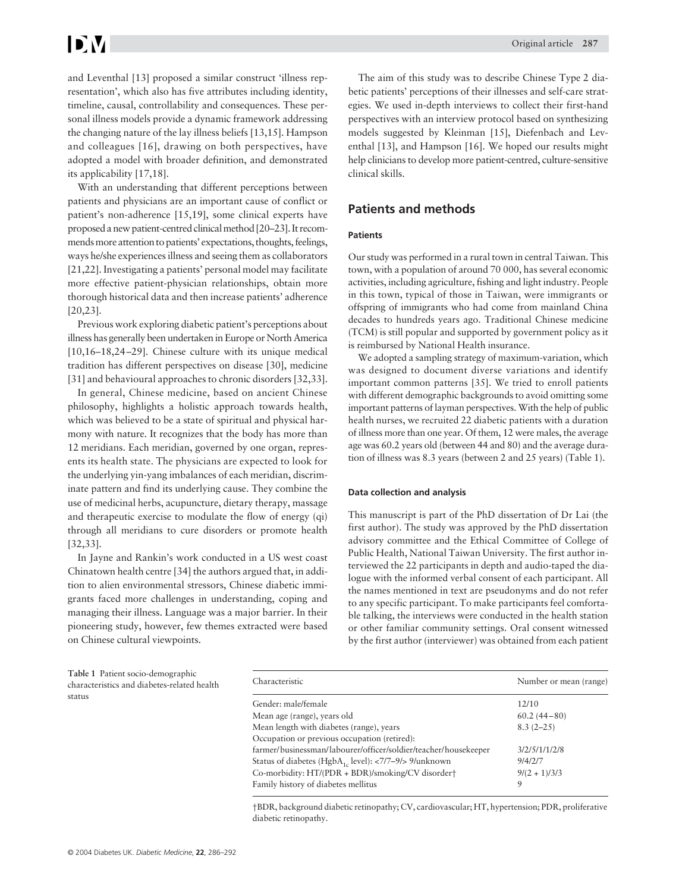and Leventhal [13] proposed a similar construct 'illness representation', which also has five attributes including identity, timeline, causal, controllability and consequences. These personal illness models provide a dynamic framework addressing the changing nature of the lay illness beliefs [13,15]. Hampson and colleagues [16], drawing on both perspectives, have adopted a model with broader definition, and demonstrated its applicability [17,18].

With an understanding that different perceptions between patients and physicians are an important cause of conflict or patient's non-adherence [15,19], some clinical experts have proposed a new patient-centred clinical method [20–23]. It recommends more attention to patients' expectations, thoughts, feelings, ways he/she experiences illness and seeing them as collaborators [21,22]. Investigating a patients' personal model may facilitate more effective patient-physician relationships, obtain more thorough historical data and then increase patients' adherence [20,23].

Previous work exploring diabetic patient's perceptions about illness has generally been undertaken in Europe or North America [10,16–18,24–29]. Chinese culture with its unique medical tradition has different perspectives on disease [30], medicine [31] and behavioural approaches to chronic disorders [32,33].

In general, Chinese medicine, based on ancient Chinese philosophy, highlights a holistic approach towards health, which was believed to be a state of spiritual and physical harmony with nature. It recognizes that the body has more than 12 meridians. Each meridian, governed by one organ, represents its health state. The physicians are expected to look for the underlying yin-yang imbalances of each meridian, discriminate pattern and find its underlying cause. They combine the use of medicinal herbs, acupuncture, dietary therapy, massage and therapeutic exercise to modulate the flow of energy (qi) through all meridians to cure disorders or promote health [32,33].

In Jayne and Rankin's work conducted in a US west coast Chinatown health centre [34] the authors argued that, in addition to alien environmental stressors, Chinese diabetic immigrants faced more challenges in understanding, coping and managing their illness. Language was a major barrier. In their pioneering study, however, few themes extracted were based on Chinese cultural viewpoints.

The aim of this study was to describe Chinese Type 2 diabetic patients' perceptions of their illnesses and self-care strategies. We used in-depth interviews to collect their first-hand perspectives with an interview protocol based on synthesizing models suggested by Kleinman [15], Diefenbach and Leventhal [13], and Hampson [16]. We hoped our results might help clinicians to develop more patient-centred, culture-sensitive clinical skills.

## Patients and methods

### Patients

Our study was performed in a rural town in central Taiwan. This town, with a population of around 70 000, has several economic activities, including agriculture, fishing and light industry. People in this town, typical of those in Taiwan, were immigrants or offspring of immigrants who had come from mainland China decades to hundreds years ago. Traditional Chinese medicine (TCM) is still popular and supported by government policy as it is reimbursed by National Health insurance.

We adopted a sampling strategy of maximum-variation, which was designed to document diverse variations and identify important common patterns [35]. We tried to enroll patients with different demographic backgrounds to avoid omitting some important patterns of layman perspectives. With the help of public health nurses, we recruited 22 diabetic patients with a duration of illness more than one year. Of them, 12 were males, the average age was 60.2 years old (between 44 and 80) and the average duration of illness was 8.3 years (between 2 and 25 years) (Table 1).

### Data collection and analysis

This manuscript is part of the PhD dissertation of Dr Lai (the first author). The study was approved by the PhD dissertation advisory committee and the Ethical Committee of College of Public Health, National Taiwan University. The first author interviewed the 22 participants in depth and audio-taped the dialogue with the informed verbal consent of each participant. All the names mentioned in text are pseudonyms and do not refer to any specific participant. To make participants feel comfortable talking, the interviews were conducted in the health station or other familiar community settings. Oral consent witnessed by the first author (interviewer) was obtained from each patient

**Table 1** Patient socio-demographic characteristics and diabetes-related health status

| Characteristic | Number or mean (range) |
|---|---|
| Gender: male/female | 12/10 |
| Mean age (range), years old | 60.2 (44–80) |
| Mean length with diabetes (range), years | 8.3 (2–25) |
| Occupation or previous occupation (retired): | |
| farmer/businessman/labourer/officer/soldier/teacher/housekeeper | 3/2/5/1/1/2/8 |
| Status of diabetes ($HgbA_{1c}$ level): <7/7–9/> 9/unknown | 9/4/2/7 |
| Co-morbidity: HT/(PDR + BDR)/smoking/CV disorder† | 9/(2 + 1)/3/3 |
| Family history of diabetes mellitus | 9 |

†BDR, background diabetic retinopathy; CV, cardiovascular; HT, hypertension; PDR, proliferative diabetic retinopathy.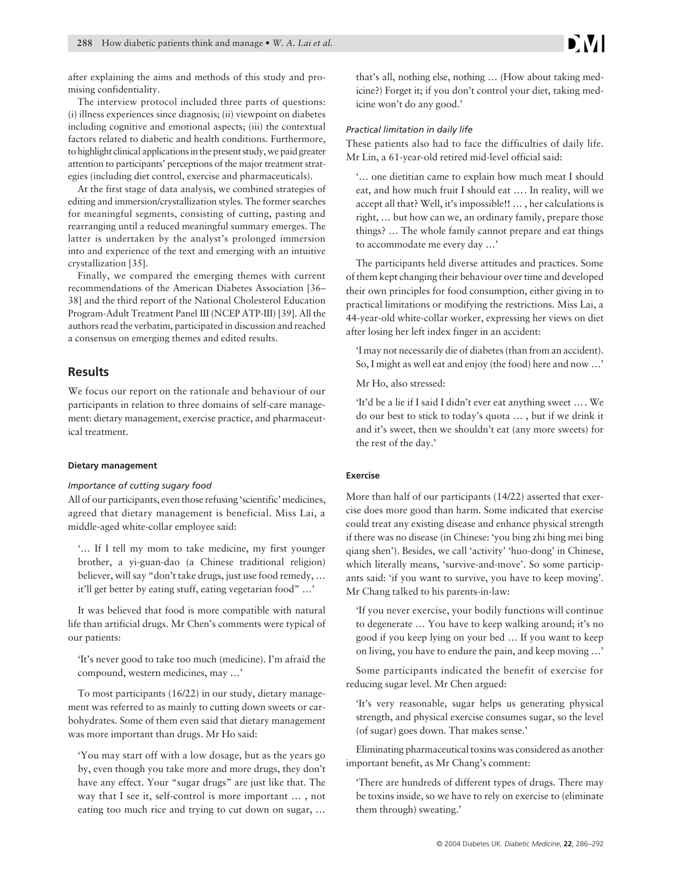after explaining the aims and methods of this study and promising confidentiality.

The interview protocol included three parts of questions: (i) illness experiences since diagnosis; (ii) viewpoint on diabetes including cognitive and emotional aspects; (iii) the contextual factors related to diabetic and health conditions. Furthermore, to highlight clinical applications in the present study, we paid greater attention to participants' perceptions of the major treatment strategies (including diet control, exercise and pharmaceuticals).

At the first stage of data analysis, we combined strategies of editing and immersion/crystallization styles. The former searches for meaningful segments, consisting of cutting, pasting and rearranging until a reduced meaningful summary emerges. The latter is undertaken by the analyst's prolonged immersion into and experience of the text and emerging with an intuitive crystallization [35].

Finally, we compared the emerging themes with current recommendations of the American Diabetes Association [36–38] and the third report of the National Cholesterol Education Program-Adult Treatment Panel III (NCEP ATP-III) [39]. All the authors read the verbatim, participated in discussion and reached a consensus on emerging themes and edited results.

## Results

We focus our report on the rationale and behaviour of our participants in relation to three domains of self-care management: dietary management, exercise practice, and pharmaceutical treatment.

### Dietary management

#### *Importance of cutting sugary food*

All of our participants, even those refusing 'scientific' medicines, agreed that dietary management is beneficial. Miss Lai, a middle-aged white-collar employee said:

> '… If I tell my mom to take medicine, my first younger brother, a yi-guan-dao (a Chinese traditional religion) believer, will say "don't take drugs, just use food remedy, … it'll get better by eating stuff, eating vegetarian food" …'

It was believed that food is more compatible with natural life than artificial drugs. Mr Chen's comments were typical of our patients:

> 'It's never good to take too much (medicine). I'm afraid the compound, western medicines, may …'

To most participants (16/22) in our study, dietary management was referred to as mainly to cutting down sweets or carbohydrates. Some of them even said that dietary management was more important than drugs. Mr Ho said:

> 'You may start off with a low dosage, but as the years go by, even though you take more and more drugs, they don't have any effect. Your "sugar drugs" are just like that. The way that I see it, self-control is more important … , not eating too much rice and trying to cut down on sugar, … that's all, nothing else, nothing … (How about taking medicine?) Forget it; if you don't control your diet, taking medicine won't do any good.'

#### *Practical limitation in daily life*

These patients also had to face the difficulties of daily life. Mr Lin, a 61-year-old retired mid-level official said:

> '… one dietitian came to explain how much meat I should eat, and how much fruit I should eat …. In reality, will we accept all that? Well, it's impossible!! … , her calculations is right, … but how can we, an ordinary family, prepare those things? … The whole family cannot prepare and eat things to accommodate me every day …'

The participants held diverse attitudes and practices. Some of them kept changing their behaviour over time and developed their own principles for food consumption, either giving in to practical limitations or modifying the restrictions. Miss Lai, a 44-year-old white-collar worker, expressing her views on diet after losing her left index finger in an accident:

> 'I may not necessarily die of diabetes (than from an accident). So, I might as well eat and enjoy (the food) here and now …'

Mr Ho, also stressed:

> 'It'd be a lie if I said I didn't ever eat anything sweet …. We do our best to stick to today's quota … , but if we drink it and it's sweet, then we shouldn't eat (any more sweets) for the rest of the day.'

### Exercise

More than half of our participants (14/22) asserted that exercise does more good than harm. Some indicated that exercise could treat any existing disease and enhance physical strength if there was no disease (in Chinese: 'you bing zhi bing mei bing qiang shen'). Besides, we call 'activity' 'huo-dong' in Chinese, which literally means, 'survive-and-move'. So some participants said: 'if you want to survive, you have to keep moving'. Mr Chang talked to his parents-in-law:

> 'If you never exercise, your bodily functions will continue to degenerate … You have to keep walking around; it's no good if you keep lying on your bed … If you want to keep on living, you have to endure the pain, and keep moving …'

Some participants indicated the benefit of exercise for reducing sugar level. Mr Chen argued:

> 'It's very reasonable, sugar helps us generating physical strength, and physical exercise consumes sugar, so the level (of sugar) goes down. That makes sense.'

Eliminating pharmaceutical toxins was considered as another important benefit, as Mr Chang's comment:

> 'There are hundreds of different types of drugs. There may be toxins inside, so we have to rely on exercise to (eliminate them through) sweating.'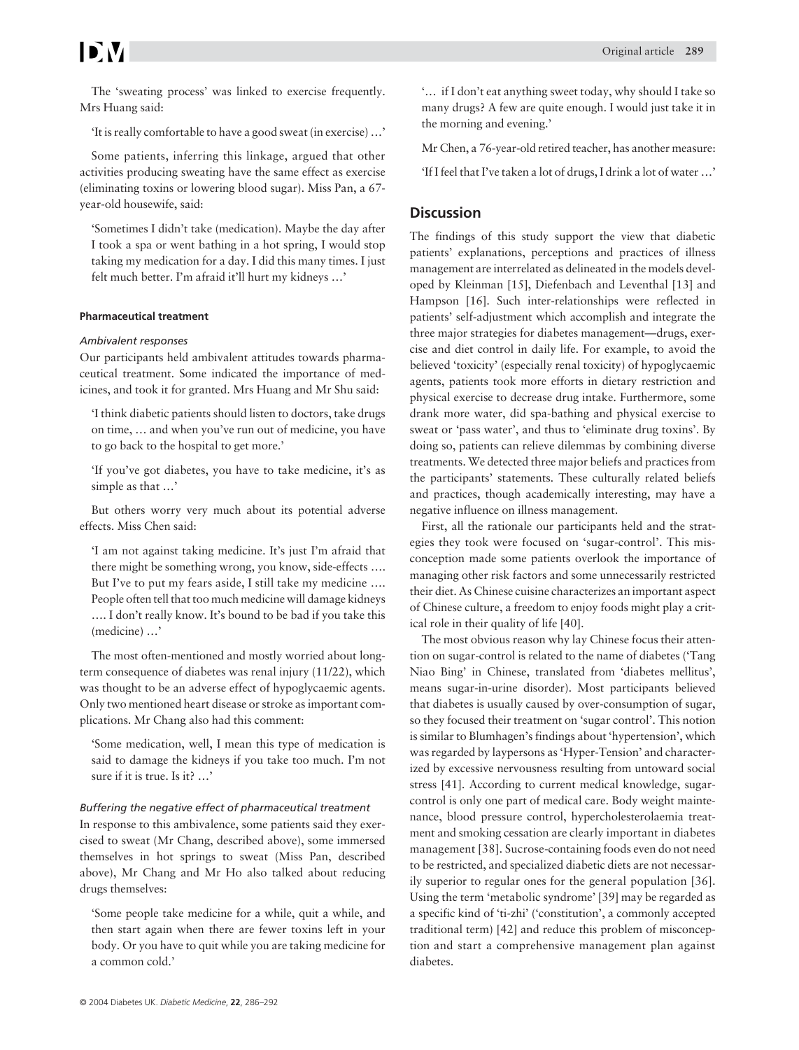The 'sweating process' was linked to exercise frequently. Mrs Huang said:

'It is really comfortable to have a good sweat (in exercise) …'

Some patients, inferring this linkage, argued that other activities producing sweating have the same effect as exercise (eliminating toxins or lowering blood sugar). Miss Pan, a 67-year-old housewife, said:

'Sometimes I didn't take (medication). Maybe the day after I took a spa or went bathing in a hot spring, I would stop taking my medication for a day. I did this many times. I just felt much better. I'm afraid it'll hurt my kidneys …'

#### Pharmaceutical treatment

*Ambivalent responses*

Our participants held ambivalent attitudes towards pharmaceutical treatment. Some indicated the importance of medicines, and took it for granted. Mrs Huang and Mr Shu said:

'I think diabetic patients should listen to doctors, take drugs on time, … and when you've run out of medicine, you have to go back to the hospital to get more.'

'If you've got diabetes, you have to take medicine, it's as simple as that …'

But others worry very much about its potential adverse effects. Miss Chen said:

'I am not against taking medicine. It's just I'm afraid that there might be something wrong, you know, side-effects …. But I've to put my fears aside, I still take my medicine …. People often tell that too much medicine will damage kidneys …. I don't really know. It's bound to be bad if you take this (medicine) …'

The most often-mentioned and mostly worried about long-term consequence of diabetes was renal injury (11/22), which was thought to be an adverse effect of hypoglycaemic agents. Only two mentioned heart disease or stroke as important complications. Mr Chang also had this comment:

'Some medication, well, I mean this type of medication is said to damage the kidneys if you take too much. I'm not sure if it is true. Is it? …'

*Buffering the negative effect of pharmaceutical treatment*

In response to this ambivalence, some patients said they exercised to sweat (Mr Chang, described above), some immersed themselves in hot springs to sweat (Miss Pan, described above), Mr Chang and Mr Ho also talked about reducing drugs themselves:

'Some people take medicine for a while, quit a while, and then start again when there are fewer toxins left in your body. Or you have to quit while you are taking medicine for a common cold.'

'… if I don't eat anything sweet today, why should I take so many drugs? A few are quite enough. I would just take it in the morning and evening.'

Mr Chen, a 76-year-old retired teacher, has another measure:

'If I feel that I've taken a lot of drugs, I drink a lot of water …'

## Discussion

The findings of this study support the view that diabetic patients' explanations, perceptions and practices of illness management are interrelated as delineated in the models developed by Kleinman [15], Diefenbach and Leventhal [13] and Hampson [16]. Such inter-relationships were reflected in patients' self-adjustment which accomplish and integrate the three major strategies for diabetes management—drugs, exercise and diet control in daily life. For example, to avoid the believed 'toxicity' (especially renal toxicity) of hypoglycaemic agents, patients took more efforts in dietary restriction and physical exercise to decrease drug intake. Furthermore, some drank more water, did spa-bathing and physical exercise to sweat or 'pass water', and thus to 'eliminate drug toxins'. By doing so, patients can relieve dilemmas by combining diverse treatments. We detected three major beliefs and practices from the participants' statements. These culturally related beliefs and practices, though academically interesting, may have a negative influence on illness management.

First, all the rationale our participants held and the strategies they took were focused on 'sugar-control'. This misconception made some patients overlook the importance of managing other risk factors and some unnecessarily restricted their diet. As Chinese cuisine characterizes an important aspect of Chinese culture, a freedom to enjoy foods might play a critical role in their quality of life [40].

The most obvious reason why lay Chinese focus their attention on sugar-control is related to the name of diabetes ('Tang Niao Bing' in Chinese, translated from 'diabetes mellitus', means sugar-in-urine disorder). Most participants believed that diabetes is usually caused by over-consumption of sugar, so they focused their treatment on 'sugar control'. This notion is similar to Blumhagen's findings about 'hypertension', which was regarded by laypersons as 'Hyper-Tension' and characterized by excessive nervousness resulting from untoward social stress [41]. According to current medical knowledge, sugar-control is only one part of medical care. Body weight maintenance, blood pressure control, hypercholesterolaemia treatment and smoking cessation are clearly important in diabetes management [38]. Sucrose-containing foods even do not need to be restricted, and specialized diabetic diets are not necessarily superior to regular ones for the general population [36]. Using the term 'metabolic syndrome' [39] may be regarded as a specific kind of 'ti-zhi' ('constitution', a commonly accepted traditional term) [42] and reduce this problem of misconception and start a comprehensive management plan against diabetes.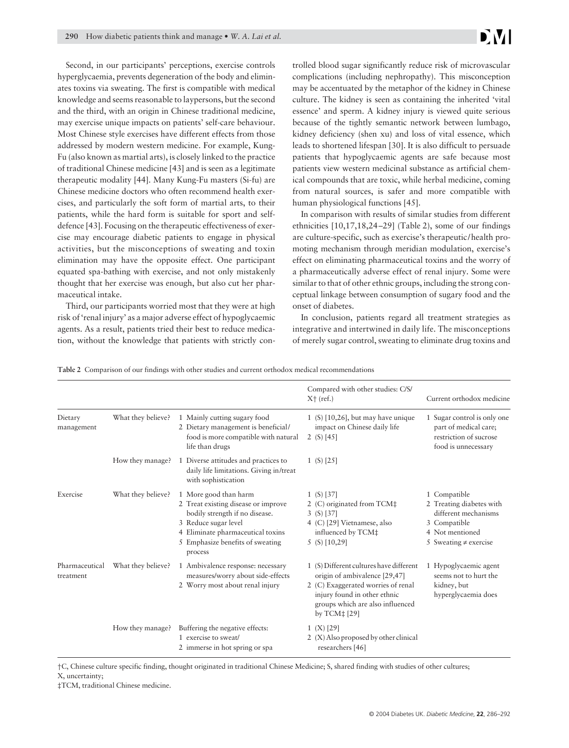Second, in our participants' perceptions, exercise controls hyperglycaemia, prevents degeneration of the body and eliminates toxins via sweating. The first is compatible with medical knowledge and seems reasonable to laypersons, but the second and the third, with an origin in Chinese traditional medicine, may exercise unique impacts on patients' self-care behaviour. Most Chinese style exercises have different effects from those addressed by modern western medicine. For example, Kung-Fu (also known as martial arts), is closely linked to the practice of traditional Chinese medicine [43] and is seen as a legitimate therapeutic modality [44]. Many Kung-Fu masters (Si-fu) are Chinese medicine doctors who often recommend health exercises, and particularly the soft form of martial arts, to their patients, while the hard form is suitable for sport and self-defence [43]. Focusing on the therapeutic effectiveness of exercise may encourage diabetic patients to engage in physical activities, but the misconceptions of sweating and toxin elimination may have the opposite effect. One participant equated spa-bathing with exercise, and not only mistakenly thought that her exercise was enough, but also cut her pharmaceutical intake.

Third, our participants worried most that they were at high risk of 'renal injury' as a major adverse effect of hypoglycaemic agents. As a result, patients tried their best to reduce medication, without the knowledge that patients with strictly controlled blood sugar significantly reduce risk of microvascular complications (including nephropathy). This misconception may be accentuated by the metaphor of the kidney in Chinese culture. The kidney is seen as containing the inherited 'vital essence' and sperm. A kidney injury is viewed quite serious because of the tightly semantic network between lumbago, kidney deficiency (shen xu) and loss of vital essence, which leads to shortened lifespan [30]. It is also difficult to persuade patients that hypoglycaemic agents are safe because most patients view western medicinal substance as artificial chemical compounds that are toxic, while herbal medicine, coming from natural sources, is safer and more compatible with human physiological functions [45].

In comparison with results of similar studies from different ethnicities [10,17,18,24–29] (Table 2), some of our findings are culture-specific, such as exercise's therapeutic/health promoting mechanism through meridian modulation, exercise's effect on eliminating pharmaceutical toxins and the worry of a pharmaceutically adverse effect of renal injury. Some were similar to that of other ethnic groups, including the strong conceptual linkage between consumption of sugary food and the onset of diabetes.

In conclusion, patients regard all treatment strategies as integrative and intertwined in daily life. The misconceptions of merely sugar control, sweating to eliminate drug toxins and

**Table 2** Comparison of our findings with other studies and current orthodox medical recommendations

| | | | Compared with other studies: C/S/X† (ref.) | Current orthodox medicine |
|---|---|---|---|---|
| Dietary management | What they believe? | 1 Mainly cutting sugary food<br>2 Dietary management is beneficial/food is more compatible with natural life than drugs | 1 (S) [10,26], but may have unique impact on Chinese daily life<br>2 (S) [45] | 1 Sugar control is only one part of medical care; restriction of sucrose food is unnecessary |
| | How they manage? | 1 Diverse attitudes and practices to daily life limitations. Giving in/treat with sophistication | 1 (S) [25] | |
| Exercise | What they believe? | 1 More good than harm<br>2 Treat existing disease or improve bodily strength if no disease.<br>3 Reduce sugar level<br>4 Eliminate pharmaceutical toxins<br>5 Emphasize benefits of sweating process | 1 (S) [37]<br>2 (C) originated from TCM‡<br>3 (S) [37]<br>4 (C) [29] Vietnamese, also influenced by TCM‡<br>5 (S) [10,29] | 1 Compatible<br>2 Treating diabetes with different mechanisms<br>3 Compatible<br>4 Not mentioned<br>5 Sweating ≠ exercise |
| Pharmaceutical treatment | What they believe? | 1 Ambivalence response: necessary measures/worry about side-effects<br>2 Worry most about renal injury | 1 (S) Different cultures have different origin of ambivalence [29,47]<br>2 (C) Exaggerated worries of renal injury found in other ethnic groups which are also influenced by TCM‡ [29] | 1 Hypoglycaemic agent seems not to hurt the kidney, but hyperglycaemia does |
| | How they manage? | Buffering the negative effects:<br>1 exercise to sweat/<br>2 immerse in hot spring or spa | 1 (X) [29]<br>2 (X) Also proposed by other clinical researchers [46] | |

†C, Chinese culture specific finding, thought originated in traditional Chinese Medicine; S, shared finding with studies of other cultures; X, uncertainty;
‡TCM, traditional Chinese medicine.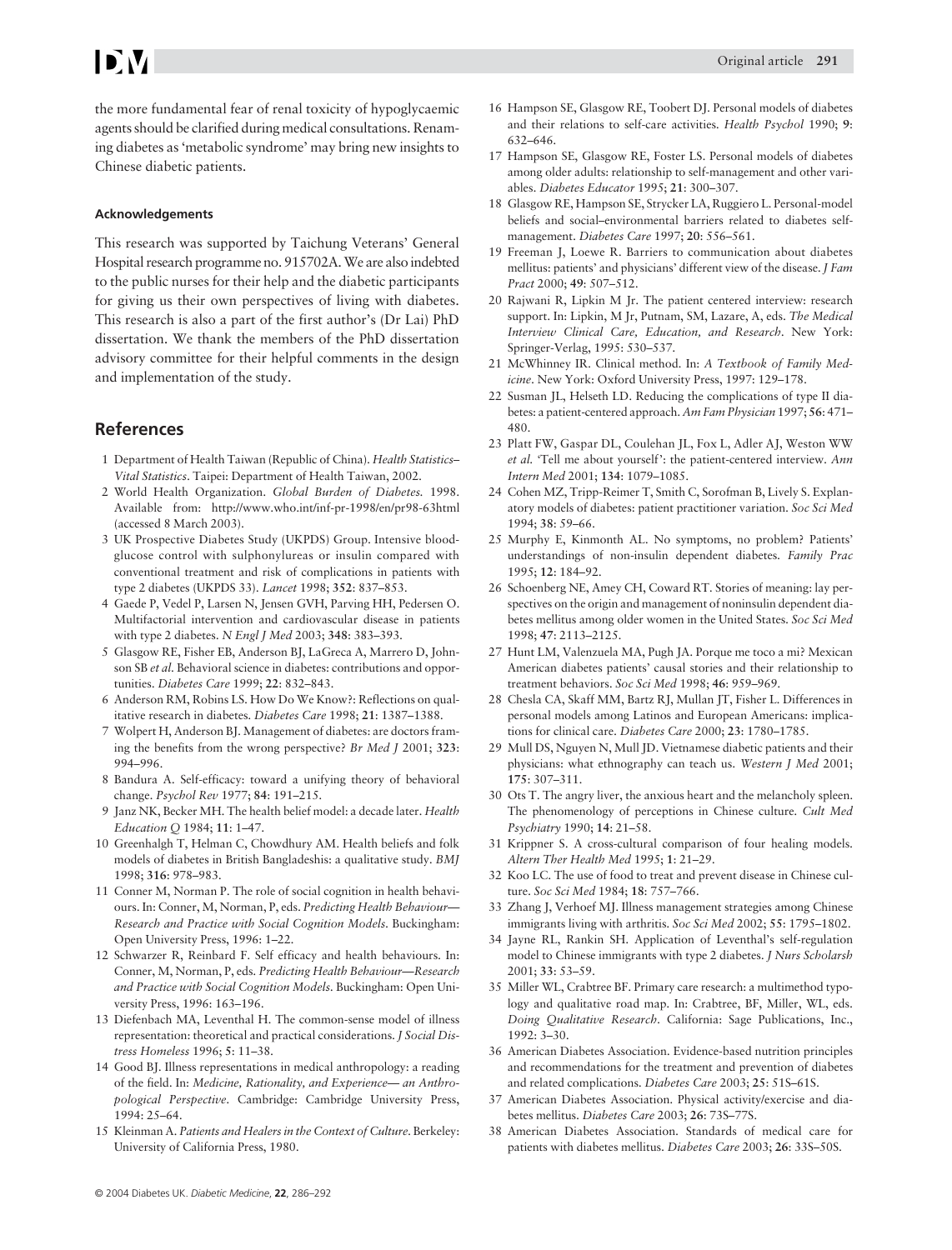the more fundamental fear of renal toxicity of hypoglycaemic agents should be clarified during medical consultations. Renaming diabetes as 'metabolic syndrome' may bring new insights to Chinese diabetic patients.

#### Acknowledgements

This research was supported by Taichung Veterans' General Hospital research programme no. 915702A. We are also indebted to the public nurses for their help and the diabetic participants for giving us their own perspectives of living with diabetes. This research is also a part of the first author's (Dr Lai) PhD dissertation. We thank the members of the PhD dissertation advisory committee for their helpful comments in the design and implementation of the study.

## References

1 Department of Health Taiwan (Republic of China). *Health Statistics–Vital Statistics*. Taipei: Department of Health Taiwan, 2002.

2 World Health Organization. *Global Burden of Diabetes*. 1998. Available from: http://www.who.int/inf-pr-1998/en/pr98-63html (accessed 8 March 2003).

3 UK Prospective Diabetes Study (UKPDS) Group. Intensive blood-glucose control with sulphonylureas or insulin compared with conventional treatment and risk of complications in patients with type 2 diabetes (UKPDS 33). *Lancet* 1998; **352**: 837–853.

4 Gaede P, Vedel P, Larsen N, Jensen GVH, Parving HH, Pedersen O. Multifactorial intervention and cardiovascular disease in patients with type 2 diabetes. *N Engl J Med* 2003; **348**: 383–393.

5 Glasgow RE, Fisher EB, Anderson BJ, LaGreca A, Marrero D, Johnson SB *et al*. Behavioral science in diabetes: contributions and opportunities. *Diabetes Care* 1999; **22**: 832–843.

6 Anderson RM, Robins LS. How Do We Know?: Reflections on qualitative research in diabetes. *Diabetes Care* 1998; **21**: 1387–1388.

7 Wolpert H, Anderson BJ. Management of diabetes: are doctors framing the benefits from the wrong perspective? *Br Med J* 2001; **323**: 994–996.

8 Bandura A. Self-efficacy: toward a unifying theory of behavioral change. *Psychol Rev* 1977; **84**: 191–215.

9 Janz NK, Becker MH. The health belief model: a decade later. *Health Education Q* 1984; **11**: 1–47.

10 Greenhalgh T, Helman C, Chowdhury AM. Health beliefs and folk models of diabetes in British Bangladeshis: a qualitative study. *BMJ* 1998; **316**: 978–983.

11 Conner M, Norman P. The role of social cognition in health behaviours. In: Conner, M, Norman, P, eds. *Predicting Health Behaviour—Research and Practice with Social Cognition Models*. Buckingham: Open University Press, 1996: 1–22.

12 Schwarzer R, Reinbard F. Self efficacy and health behaviours. In: Conner, M, Norman, P, eds. *Predicting Health Behaviour—Research and Practice with Social Cognition Models*. Buckingham: Open University Press, 1996: 163–196.

13 Diefenbach MA, Leventhal H. The common-sense model of illness representation: theoretical and practical considerations. *J Social Distress Homeless* 1996; **5**: 11–38.

14 Good BJ. Illness representations in medical anthropology: a reading of the field. In: *Medicine, Rationality, and Experience— an Anthropological Perspective*. Cambridge: Cambridge University Press, 1994: 25–64.

15 Kleinman A. *Patients and Healers in the Context of Culture*. Berkeley: University of California Press, 1980.

16 Hampson SE, Glasgow RE, Toobert DJ. Personal models of diabetes and their relations to self-care activities. *Health Psychol* 1990; **9**: 632–646.

17 Hampson SE, Glasgow RE, Foster LS. Personal models of diabetes among older adults: relationship to self-management and other variables. *Diabetes Educator* 1995; **21**: 300–307.

18 Glasgow RE, Hampson SE, Strycker LA, Ruggiero L. Personal-model beliefs and social–environmental barriers related to diabetes self-management. *Diabetes Care* 1997; **20**: 556–561.

19 Freeman J, Loewe R. Barriers to communication about diabetes mellitus: patients' and physicians' different view of the disease. *J Fam Pract* 2000; **49**: 507–512.

20 Rajwani R, Lipkin M Jr. The patient centered interview: research support. In: Lipkin, M Jr, Putnam, SM, Lazare, A, eds. *The Medical Interview Clinical Care, Education, and Research*. New York: Springer-Verlag, 1995: 530–537.

21 McWhinney IR. Clinical method. In: *A Textbook of Family Medicine*. New York: Oxford University Press, 1997: 129–178.

22 Susman JL, Helseth LD. Reducing the complications of type II diabetes: a patient-centered approach. *Am Fam Physician* 1997; **56**: 471–480.

23 Platt FW, Gaspar DL, Coulehan JL, Fox L, Adler AJ, Weston WW *et al*. 'Tell me about yourself': the patient-centered interview. *Ann Intern Med* 2001; **134**: 1079–1085.

24 Cohen MZ, Tripp-Reimer T, Smith C, Sorofman B, Lively S. Explanatory models of diabetes: patient practitioner variation. *Soc Sci Med* 1994; **38**: 59–66.

25 Murphy E, Kinmonth AL. No symptoms, no problem? Patients' understandings of non-insulin dependent diabetes. *Family Prac* 1995; **12**: 184–92.

26 Schoenberg NE, Amey CH, Coward RT. Stories of meaning: lay perspectives on the origin and management of noninsulin dependent diabetes mellitus among older women in the United States. *Soc Sci Med* 1998; **47**: 2113–2125.

27 Hunt LM, Valenzuela MA, Pugh JA. Porque me toco a mi? Mexican American diabetes patients' causal stories and their relationship to treatment behaviors. *Soc Sci Med* 1998; **46**: 959–969.

28 Chesla CA, Skaff MM, Bartz RJ, Mullan JT, Fisher L. Differences in personal models among Latinos and European Americans: implications for clinical care. *Diabetes Care* 2000; **23**: 1780–1785.

29 Mull DS, Nguyen N, Mull JD. Vietnamese diabetic patients and their physicians: what ethnography can teach us. *Western J Med* 2001; **175**: 307–311.

30 Ots T. The angry liver, the anxious heart and the melancholy spleen. The phenomenology of perceptions in Chinese culture. *Cult Med Psychiatry* 1990; **14**: 21–58.

31 Krippner S. A cross-cultural comparison of four healing models. *Altern Ther Health Med* 1995; **1**: 21–29.

32 Koo LC. The use of food to treat and prevent disease in Chinese culture. *Soc Sci Med* 1984; **18**: 757–766.

33 Zhang J, Verhoef MJ. Illness management strategies among Chinese immigrants living with arthritis. *Soc Sci Med* 2002; **55**: 1795–1802.

34 Jayne RL, Rankin SH. Application of Leventhal's self-regulation model to Chinese immigrants with type 2 diabetes. *J Nurs Scholarsh* 2001; **33**: 53–59.

35 Miller WL, Crabtree BF. Primary care research: a multimethod typology and qualitative road map. In: Crabtree, BF, Miller, WL, eds. *Doing Qualitative Research*. California: Sage Publications, Inc., 1992: 3–30.

36 American Diabetes Association. Evidence-based nutrition principles and recommendations for the treatment and prevention of diabetes and related complications. *Diabetes Care* 2003; **25**: 51S–61S.

37 American Diabetes Association. Physical activity/exercise and diabetes mellitus. *Diabetes Care* 2003; **26**: 73S–77S.

38 American Diabetes Association. Standards of medical care for patients with diabetes mellitus. *Diabetes Care* 2003; **26**: 33S–50S.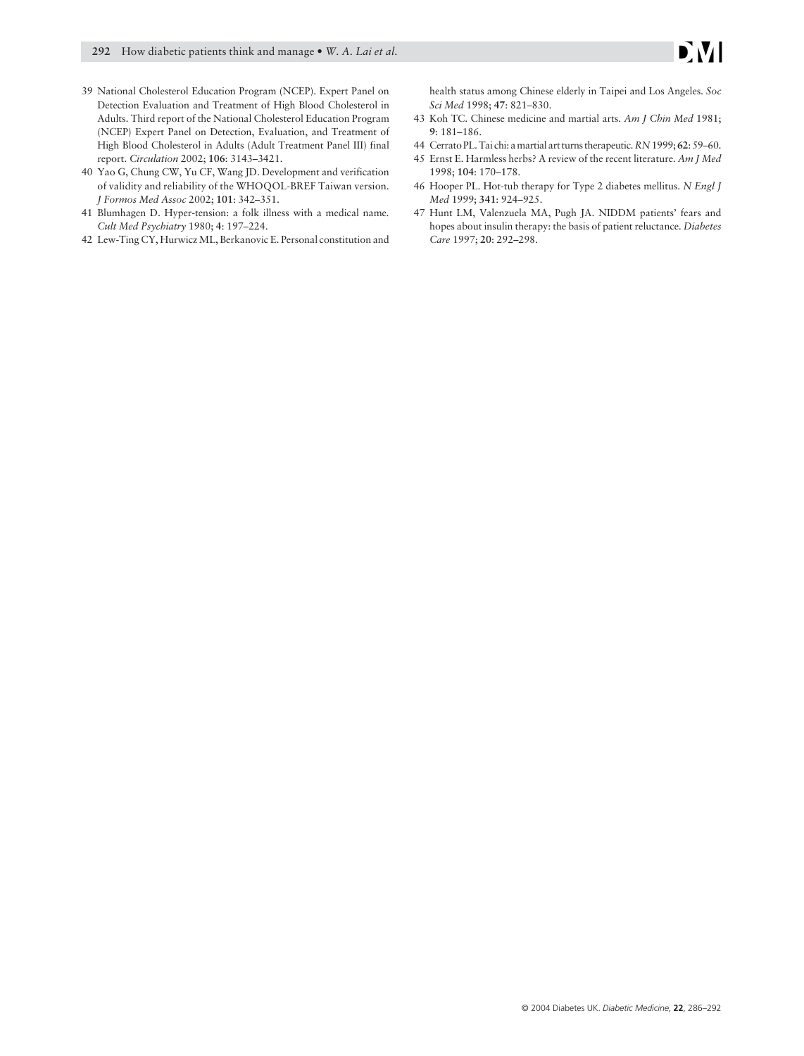39 National Cholesterol Education Program (NCEP). Expert Panel on Detection Evaluation and Treatment of High Blood Cholesterol in Adults. Third report of the National Cholesterol Education Program (NCEP) Expert Panel on Detection, Evaluation, and Treatment of High Blood Cholesterol in Adults (Adult Treatment Panel III) final report. *Circulation* 2002; **106**: 3143–3421.

40 Yao G, Chung CW, Yu CF, Wang JD. Development and verification of validity and reliability of the WHOQOL-BREF Taiwan version. *J Formos Med Assoc* 2002; **101**: 342–351.

41 Blumhagen D. Hyper-tension: a folk illness with a medical name. *Cult Med Psychiatry* 1980; **4**: 197–224.

42 Lew-Ting CY, Hurwicz ML, Berkanovic E. Personal constitution and health status among Chinese elderly in Taipei and Los Angeles. *Soc Sci Med* 1998; **47**: 821–830.

43 Koh TC. Chinese medicine and martial arts. *Am J Chin Med* 1981; **9**: 181–186.

44 Cerrato PL. Tai chi: a martial art turns therapeutic. *RN* 1999; **62**: 59–60.

45 Ernst E. Harmless herbs? A review of the recent literature. *Am J Med* 1998; **104**: 170–178.

46 Hooper PL. Hot-tub therapy for Type 2 diabetes mellitus. *N Engl J Med* 1999; **341**: 924–925.

47 Hunt LM, Valenzuela MA, Pugh JA. NIDDM patients' fears and hopes about insulin therapy: the basis of patient reluctance. *Diabetes Care* 1997; **20**: 292–298.